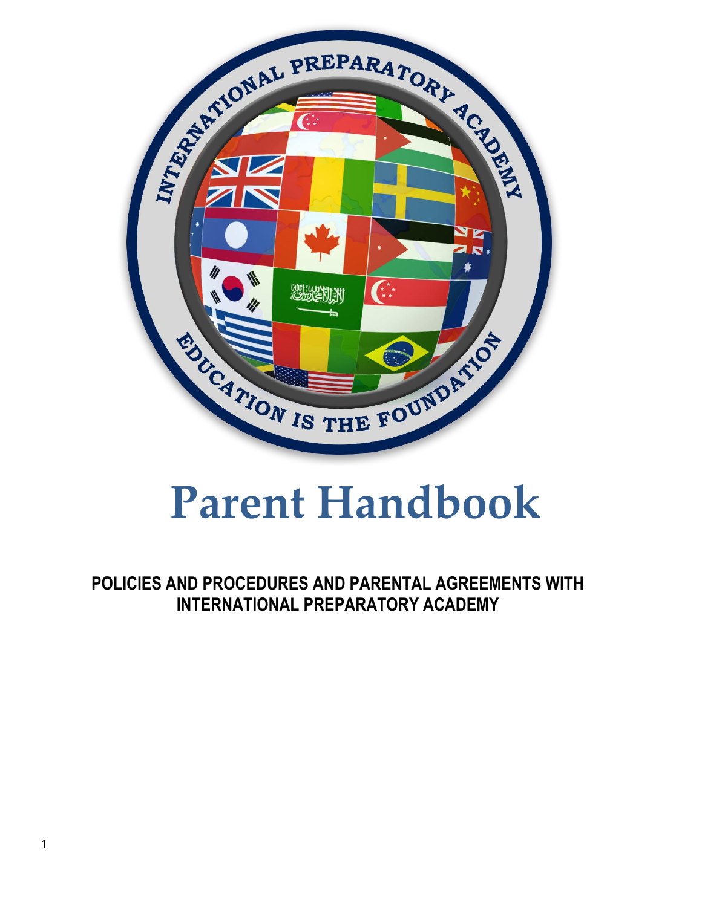# Parent Handbook

**POLICIES AND PROCEDURES AND PARENTAL AGREEMENTS WITH INTERNATIONAL PREPARATORY ACADEMY**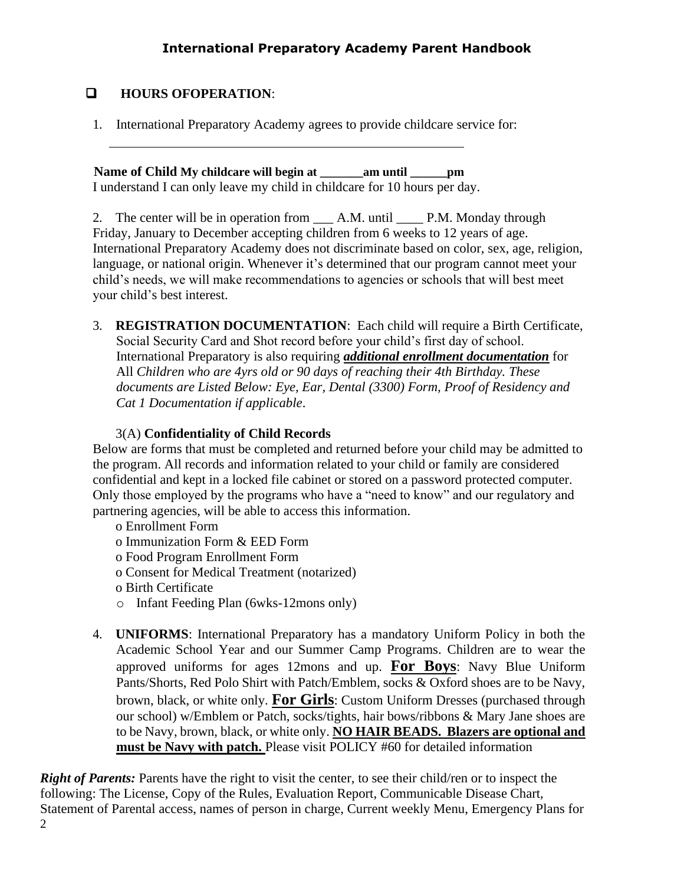- **HOURS OFOPERATION**:

1. International Preparatory Academy agrees to provide childcare service for:

______________________________________________________

**Name of Child My childcare will begin at _______am until ______pm**
I understand I can only leave my child in childcare for 10 hours per day.

2. The center will be in operation from ___ A.M. until ____ P.M. Monday through Friday, January to December accepting children from 6 weeks to 12 years of age. International Preparatory Academy does not discriminate based on color, sex, age, religion, language, or national origin. Whenever it's determined that our program cannot meet your child's needs, we will make recommendations to agencies or schools that will best meet your child's best interest.

3. **REGISTRATION DOCUMENTATION**: Each child will require a Birth Certificate, Social Security Card and Shot record before your child's first day of school. International Preparatory is also requiring ***additional enrollment documentation*** for All *Children who are 4yrs old or 90 days of reaching their 4th Birthday. These documents are Listed Below: Eye, Ear, Dental (3300) Form, Proof of Residency and Cat 1 Documentation if applicable*.

3(A) **Confidentiality of Child Records**

Below are forms that must be completed and returned before your child may be admitted to the program. All records and information related to your child or family are considered confidential and kept in a locked file cabinet or stored on a password protected computer. Only those employed by the programs who have a "need to know" and our regulatory and partnering agencies, will be able to access this information.

- Enrollment Form
- Immunization Form & EED Form
- Food Program Enrollment Form
- Consent for Medical Treatment (notarized)
- Birth Certificate
- Infant Feeding Plan (6wks-12mons only)

4. **UNIFORMS**: International Preparatory has a mandatory Uniform Policy in both the Academic School Year and our Summer Camp Programs. Children are to wear the approved uniforms for ages 12mons and up. **For Boys**: Navy Blue Uniform Pants/Shorts, Red Polo Shirt with Patch/Emblem, socks & Oxford shoes are to be Navy, brown, black, or white only. **For Girls**: Custom Uniform Dresses (purchased through our school) w/Emblem or Patch, socks/tights, hair bows/ribbons & Mary Jane shoes are to be Navy, brown, black, or white only. **NO HAIR BEADS. Blazers are optional and must be Navy with patch.** Please visit POLICY #60 for detailed information

***Right of Parents:*** Parents have the right to visit the center, to see their child/ren or to inspect the following: The License, Copy of the Rules, Evaluation Report, Communicable Disease Chart, Statement of Parental access, names of person in charge, Current weekly Menu, Emergency Plans for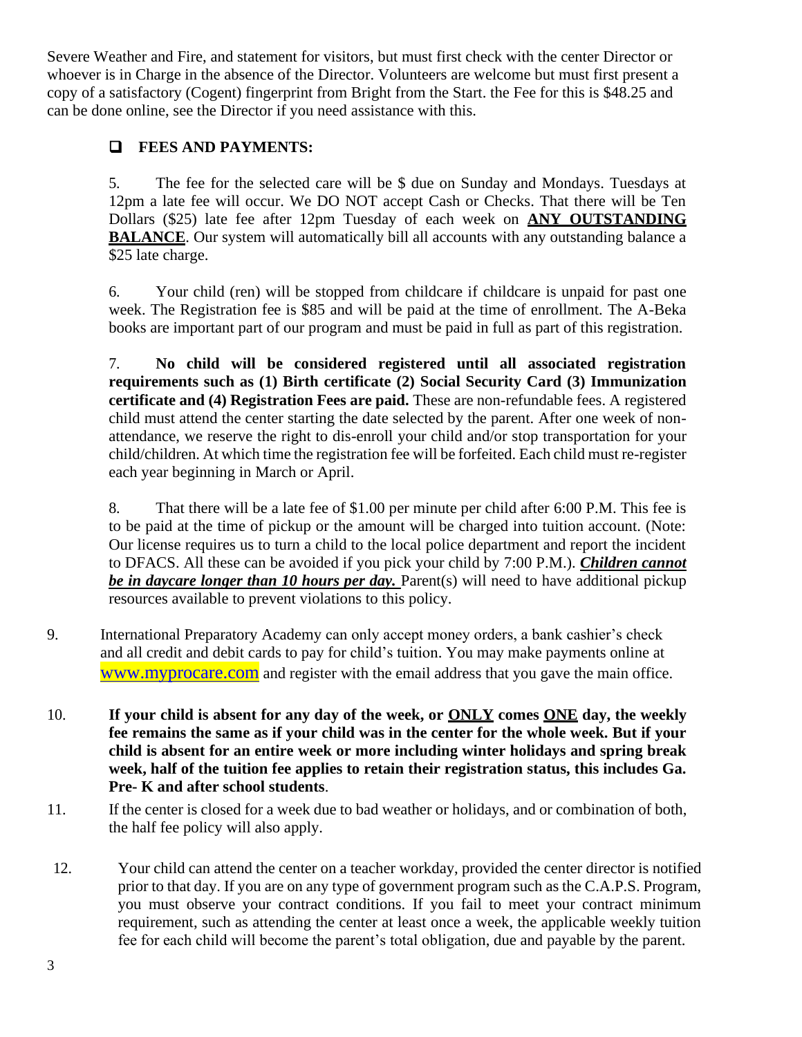Severe Weather and Fire, and statement for visitors, but must first check with the center Director or whoever is in Charge in the absence of the Director. Volunteers are welcome but must first present a copy of a satisfactory (Cogent) fingerprint from Bright from the Start. the Fee for this is $48.25 and can be done online, see the Director if you need assistance with this.

- ❑ **FEES AND PAYMENTS:**

5. The fee for the selected care will be $ due on Sunday and Mondays. Tuesdays at 12pm a late fee will occur. We DO NOT accept Cash or Checks. That there will be Ten Dollars ($25) late fee after 12pm Tuesday of each week on **<u>ANY OUTSTANDING BALANCE</u>**. Our system will automatically bill all accounts with any outstanding balance a $25 late charge.

6. Your child (ren) will be stopped from childcare if childcare is unpaid for past one week. The Registration fee is $85 and will be paid at the time of enrollment. The A-Beka books are important part of our program and must be paid in full as part of this registration.

7. **No child will be considered registered until all associated registration requirements such as (1) Birth certificate (2) Social Security Card (3) Immunization certificate and (4) Registration Fees are paid.** These are non-refundable fees. A registered child must attend the center starting the date selected by the parent. After one week of non-attendance, we reserve the right to dis-enroll your child and/or stop transportation for your child/children. At which time the registration fee will be forfeited. Each child must re-register each year beginning in March or April.

8. That there will be a late fee of $1.00 per minute per child after 6:00 P.M. This fee is to be paid at the time of pickup or the amount will be charged into tuition account. (Note: Our license requires us to turn a child to the local police department and report the incident to DFACS. All these can be avoided if you pick your child by 7:00 P.M.). ***<u>Children cannot be in daycare longer than 10 hours per day.</u>*** Parent(s) will need to have additional pickup resources available to prevent violations to this policy.

9. International Preparatory Academy can only accept money orders, a bank cashier's check and all credit and debit cards to pay for child's tuition. You may make payments online at www.myprocare.com and register with the email address that you gave the main office.

10. **If your child is absent for any day of the week, or <u>ONLY</u> comes <u>ONE</u> day, the weekly fee remains the same as if your child was in the center for the whole week. But if your child is absent for an entire week or more including winter holidays and spring break week, half of the tuition fee applies to retain their registration status, this includes Ga. Pre- K and after school students**.

11. If the center is closed for a week due to bad weather or holidays, and or combination of both, the half fee policy will also apply.

12. Your child can attend the center on a teacher workday, provided the center director is notified prior to that day. If you are on any type of government program such as the C.A.P.S. Program, you must observe your contract conditions. If you fail to meet your contract minimum requirement, such as attending the center at least once a week, the applicable weekly tuition fee for each child will become the parent's total obligation, due and payable by the parent.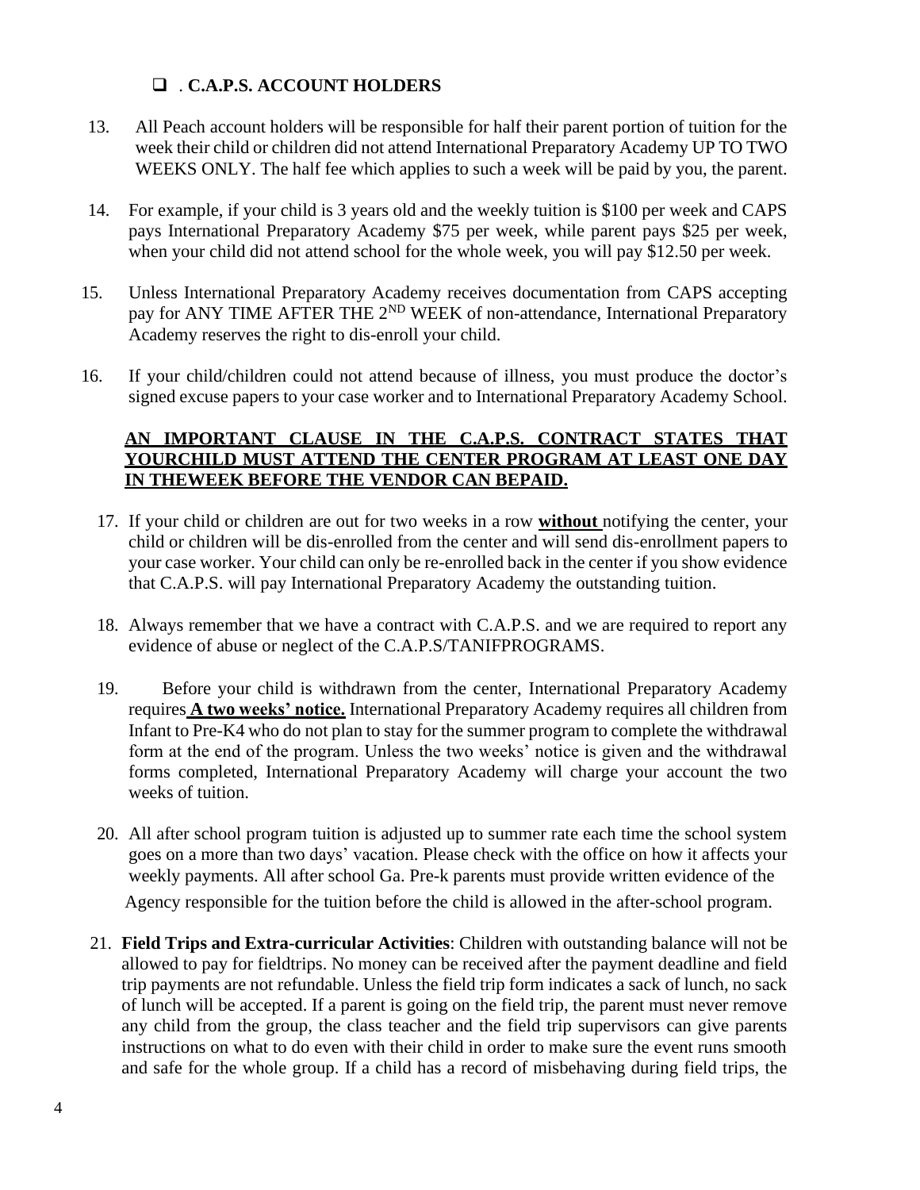- . **C.A.P.S. ACCOUNT HOLDERS**

13. All Peach account holders will be responsible for half their parent portion of tuition for the week their child or children did not attend International Preparatory Academy UP TO TWO WEEKS ONLY. The half fee which applies to such a week will be paid by you, the parent.

14. For example, if your child is 3 years old and the weekly tuition is $100 per week and CAPS pays International Preparatory Academy $75 per week, while parent pays $25 per week, when your child did not attend school for the whole week, you will pay $12.50 per week.

15. Unless International Preparatory Academy receives documentation from CAPS accepting pay for ANY TIME AFTER THE 2ND WEEK of non-attendance, International Preparatory Academy reserves the right to dis-enroll your child.

16. If your child/children could not attend because of illness, you must produce the doctor's signed excuse papers to your case worker and to International Preparatory Academy School.

**<u>AN IMPORTANT CLAUSE IN THE C.A.P.S. CONTRACT STATES THAT YOURCHILD MUST ATTEND THE CENTER PROGRAM AT LEAST ONE DAY IN THEWEEK BEFORE THE VENDOR CAN BEPAID.</u>**

17. If your child or children are out for two weeks in a row **<u>without</u>** notifying the center, your child or children will be dis-enrolled from the center and will send dis-enrollment papers to your case worker. Your child can only be re-enrolled back in the center if you show evidence that C.A.P.S. will pay International Preparatory Academy the outstanding tuition.

18. Always remember that we have a contract with C.A.P.S. and we are required to report any evidence of abuse or neglect of the C.A.P.S/TANIFPROGRAMS.

19. Before your child is withdrawn from the center, International Preparatory Academy requires **<u>A two weeks' notice.</u>** International Preparatory Academy requires all children from Infant to Pre-K4 who do not plan to stay for the summer program to complete the withdrawal form at the end of the program. Unless the two weeks' notice is given and the withdrawal forms completed, International Preparatory Academy will charge your account the two weeks of tuition.

20. All after school program tuition is adjusted up to summer rate each time the school system goes on a more than two days' vacation. Please check with the office on how it affects your weekly payments. All after school Ga. Pre-k parents must provide written evidence of the Agency responsible for the tuition before the child is allowed in the after-school program.

21. **Field Trips and Extra-curricular Activities**: Children with outstanding balance will not be allowed to pay for fieldtrips. No money can be received after the payment deadline and field trip payments are not refundable. Unless the field trip form indicates a sack of lunch, no sack of lunch will be accepted. If a parent is going on the field trip, the parent must never remove any child from the group, the class teacher and the field trip supervisors can give parents instructions on what to do even with their child in order to make sure the event runs smooth and safe for the whole group. If a child has a record of misbehaving during field trips, the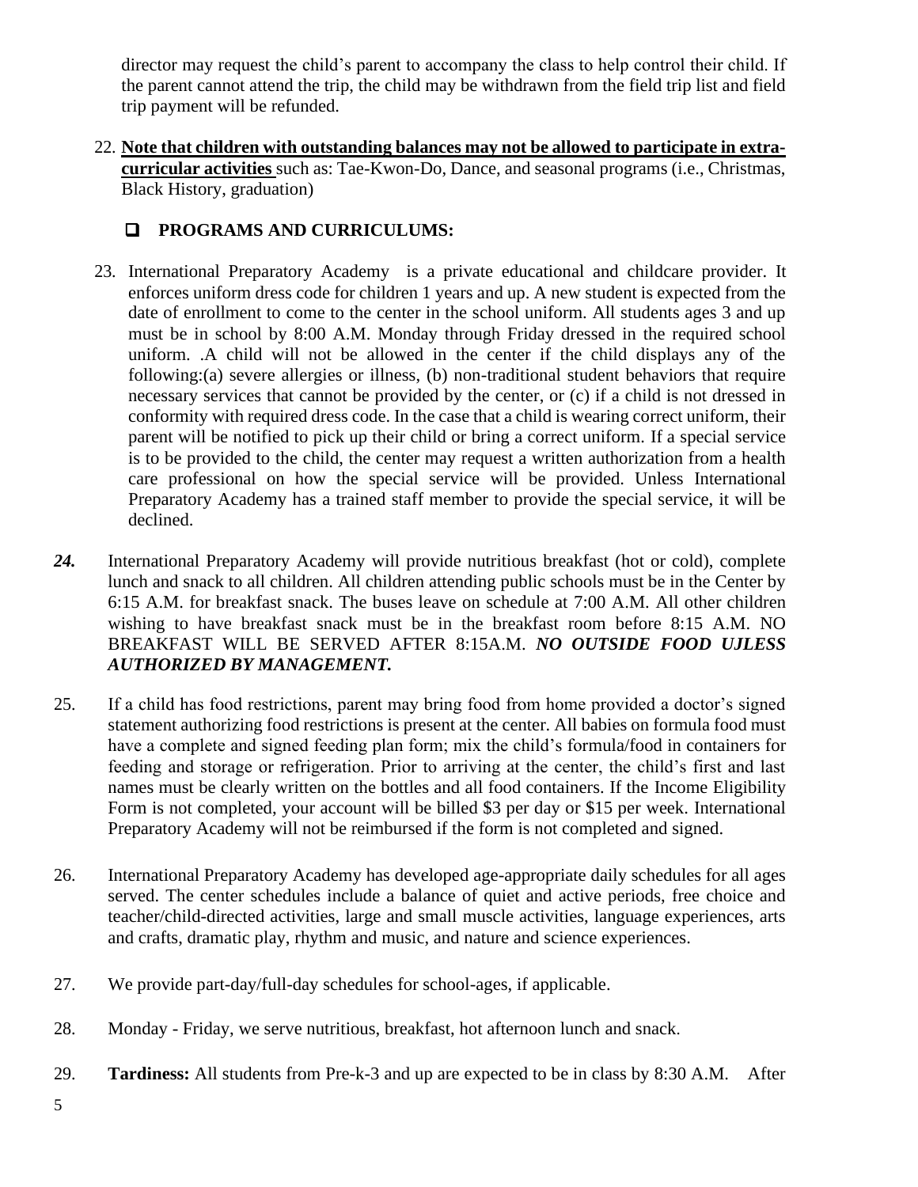director may request the child's parent to accompany the class to help control their child. If the parent cannot attend the trip, the child may be withdrawn from the field trip list and field trip payment will be refunded.

22. **Note that children with outstanding balances may not be allowed to participate in extra-curricular activities** such as: Tae-Kwon-Do, Dance, and seasonal programs (i.e., Christmas, Black History, graduation)

## ❑ PROGRAMS AND CURRICULUMS:

23. International Preparatory Academy is a private educational and childcare provider. It enforces uniform dress code for children 1 years and up. A new student is expected from the date of enrollment to come to the center in the school uniform. All students ages 3 and up must be in school by 8:00 A.M. Monday through Friday dressed in the required school uniform. .A child will not be allowed in the center if the child displays any of the following:(a) severe allergies or illness, (b) non-traditional student behaviors that require necessary services that cannot be provided by the center, or (c) if a child is not dressed in conformity with required dress code. In the case that a child is wearing correct uniform, their parent will be notified to pick up their child or bring a correct uniform. If a special service is to be provided to the child, the center may request a written authorization from a health care professional on how the special service will be provided. Unless International Preparatory Academy has a trained staff member to provide the special service, it will be declined.

***24.*** International Preparatory Academy will provide nutritious breakfast (hot or cold), complete lunch and snack to all children. All children attending public schools must be in the Center by 6:15 A.M. for breakfast snack. The buses leave on schedule at 7:00 A.M. All other children wishing to have breakfast snack must be in the breakfast room before 8:15 A.M. NO BREAKFAST WILL BE SERVED AFTER 8:15A.M. ***NO OUTSIDE FOOD UJLESS AUTHORIZED BY MANAGEMENT.***

25. If a child has food restrictions, parent may bring food from home provided a doctor's signed statement authorizing food restrictions is present at the center. All babies on formula food must have a complete and signed feeding plan form; mix the child's formula/food in containers for feeding and storage or refrigeration. Prior to arriving at the center, the child's first and last names must be clearly written on the bottles and all food containers. If the Income Eligibility Form is not completed, your account will be billed $3 per day or $15 per week. International Preparatory Academy will not be reimbursed if the form is not completed and signed.

26. International Preparatory Academy has developed age-appropriate daily schedules for all ages served. The center schedules include a balance of quiet and active periods, free choice and teacher/child-directed activities, large and small muscle activities, language experiences, arts and crafts, dramatic play, rhythm and music, and nature and science experiences.

27. We provide part-day/full-day schedules for school-ages, if applicable.

28. Monday - Friday, we serve nutritious, breakfast, hot afternoon lunch and snack.

29. **Tardiness:** All students from Pre-k-3 and up are expected to be in class by 8:30 A.M. After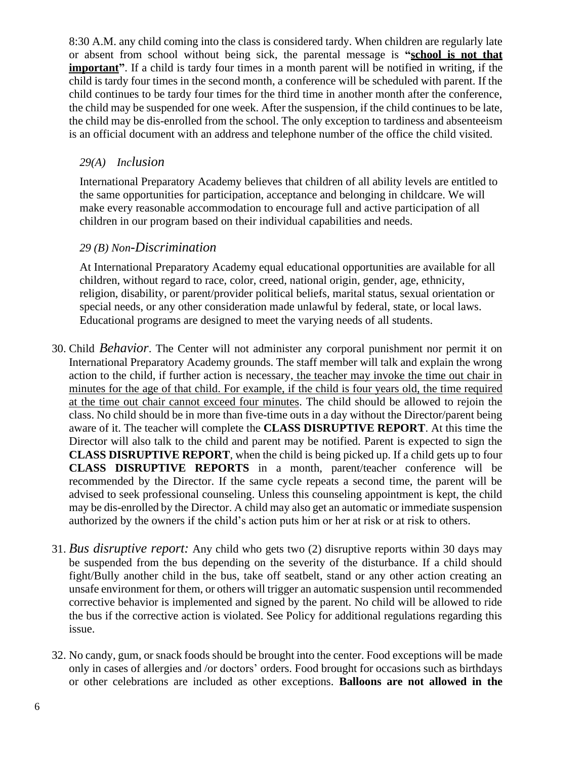8:30 A.M. any child coming into the class is considered tardy. When children are regularly late or absent from school without being sick, the parental message is **"<u>school is not that important</u>"**. If a child is tardy four times in a month parent will be notified in writing, if the child is tardy four times in the second month, a conference will be scheduled with parent. If the child continues to be tardy four times for the third time in another month after the conference, the child may be suspended for one week. After the suspension, if the child continues to be late, the child may be dis-enrolled from the school. The only exception to tardiness and absenteeism is an official document with an address and telephone number of the office the child visited.

### *29(A) Inclusion*

International Preparatory Academy believes that children of all ability levels are entitled to the same opportunities for participation, acceptance and belonging in childcare. We will make every reasonable accommodation to encourage full and active participation of all children in our program based on their individual capabilities and needs.

### *29 (B) Non-Discrimination*

At International Preparatory Academy equal educational opportunities are available for all children, without regard to race, color, creed, national origin, gender, age, ethnicity, religion, disability, or parent/provider political beliefs, marital status, sexual orientation or special needs, or any other consideration made unlawful by federal, state, or local laws. Educational programs are designed to meet the varying needs of all students.

30. Child *Behavior*. The Center will not administer any corporal punishment nor permit it on International Preparatory Academy grounds. The staff member will talk and explain the wrong action to the child, if further action is necessary, <u>the teacher may invoke the time out chair in minutes for the age of that child. For example, if the child is four years old, the time required at the time out chair cannot exceed four minutes</u>. The child should be allowed to rejoin the class. No child should be in more than five-time outs in a day without the Director/parent being aware of it. The teacher will complete the **CLASS DISRUPTIVE REPORT**. At this time the Director will also talk to the child and parent may be notified. Parent is expected to sign the **CLASS DISRUPTIVE REPORT**, when the child is being picked up. If a child gets up to four **CLASS DISRUPTIVE REPORTS** in a month, parent/teacher conference will be recommended by the Director. If the same cycle repeats a second time, the parent will be advised to seek professional counseling. Unless this counseling appointment is kept, the child may be dis-enrolled by the Director. A child may also get an automatic or immediate suspension authorized by the owners if the child's action puts him or her at risk or at risk to others.

31. *Bus disruptive report:* Any child who gets two (2) disruptive reports within 30 days may be suspended from the bus depending on the severity of the disturbance. If a child should fight/Bully another child in the bus, take off seatbelt, stand or any other action creating an unsafe environment for them, or others will trigger an automatic suspension until recommended corrective behavior is implemented and signed by the parent. No child will be allowed to ride the bus if the corrective action is violated. See Policy for additional regulations regarding this issue.

32. No candy, gum, or snack foods should be brought into the center. Food exceptions will be made only in cases of allergies and /or doctors' orders. Food brought for occasions such as birthdays or other celebrations are included as other exceptions. **Balloons are not allowed in the**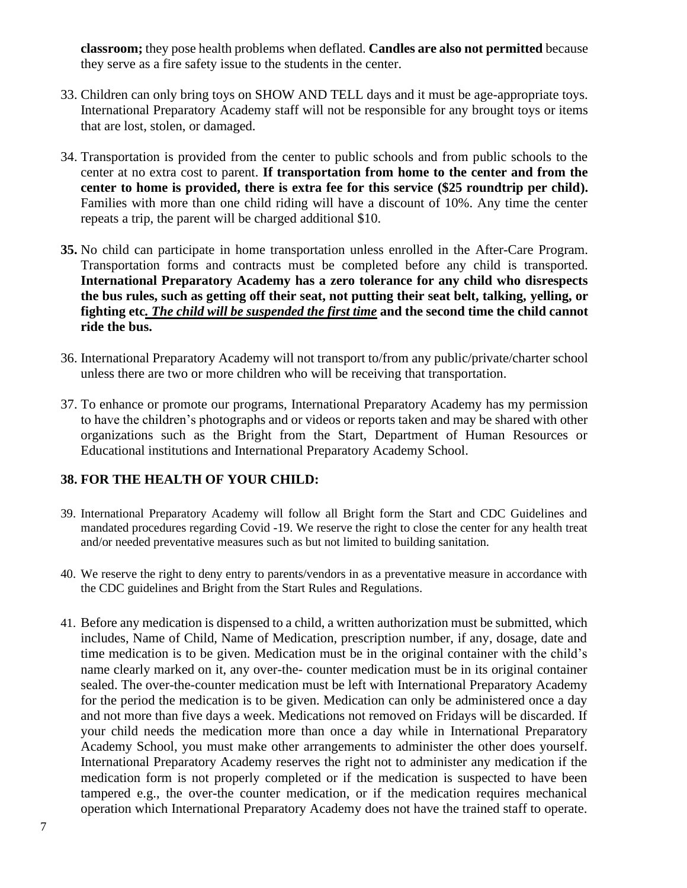**classroom;** they pose health problems when deflated. **Candles are also not permitted** because they serve as a fire safety issue to the students in the center.

33. Children can only bring toys on SHOW AND TELL days and it must be age-appropriate toys. International Preparatory Academy staff will not be responsible for any brought toys or items that are lost, stolen, or damaged.

34. Transportation is provided from the center to public schools and from public schools to the center at no extra cost to parent. **If transportation from home to the center and from the center to home is provided, there is extra fee for this service ($25 roundtrip per child).** Families with more than one child riding will have a discount of 10%. Any time the center repeats a trip, the parent will be charged additional $10.

35. No child can participate in home transportation unless enrolled in the After-Care Program. Transportation forms and contracts must be completed before any child is transported. **International Preparatory Academy has a zero tolerance for any child who disrespects the bus rules, such as getting off their seat, not putting their seat belt, talking, yelling, or fighting etc*. The child will be suspended the first time* and the second time the child cannot ride the bus.**

36. International Preparatory Academy will not transport to/from any public/private/charter school unless there are two or more children who will be receiving that transportation.

37. To enhance or promote our programs, International Preparatory Academy has my permission to have the children's photographs and or videos or reports taken and may be shared with other organizations such as the Bright from the Start, Department of Human Resources or Educational institutions and International Preparatory Academy School.

**38. FOR THE HEALTH OF YOUR CHILD:**

39. International Preparatory Academy will follow all Bright form the Start and CDC Guidelines and mandated procedures regarding Covid -19. We reserve the right to close the center for any health treat and/or needed preventative measures such as but not limited to building sanitation.

40. We reserve the right to deny entry to parents/vendors in as a preventative measure in accordance with the CDC guidelines and Bright from the Start Rules and Regulations.

41. Before any medication is dispensed to a child, a written authorization must be submitted, which includes, Name of Child, Name of Medication, prescription number, if any, dosage, date and time medication is to be given. Medication must be in the original container with the child's name clearly marked on it, any over-the- counter medication must be in its original container sealed. The over-the-counter medication must be left with International Preparatory Academy for the period the medication is to be given. Medication can only be administered once a day and not more than five days a week. Medications not removed on Fridays will be discarded. If your child needs the medication more than once a day while in International Preparatory Academy School, you must make other arrangements to administer the other does yourself. International Preparatory Academy reserves the right not to administer any medication if the medication form is not properly completed or if the medication is suspected to have been tampered e.g., the over-the counter medication, or if the medication requires mechanical operation which International Preparatory Academy does not have the trained staff to operate.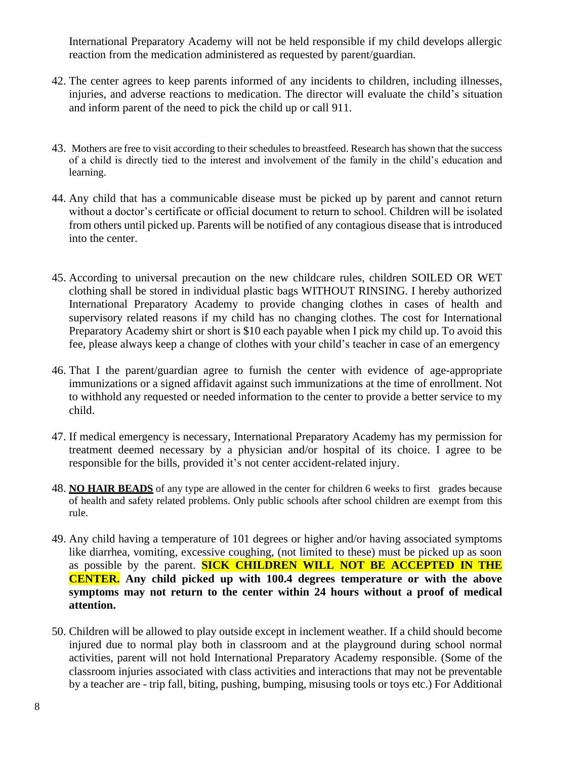International Preparatory Academy will not be held responsible if my child develops allergic reaction from the medication administered as requested by parent/guardian.

42. The center agrees to keep parents informed of any incidents to children, including illnesses, injuries, and adverse reactions to medication. The director will evaluate the child's situation and inform parent of the need to pick the child up or call 911.

43. Mothers are free to visit according to their schedules to breastfeed. Research has shown that the success of a child is directly tied to the interest and involvement of the family in the child's education and learning.

44. Any child that has a communicable disease must be picked up by parent and cannot return without a doctor's certificate or official document to return to school. Children will be isolated from others until picked up. Parents will be notified of any contagious disease that is introduced into the center.

45. According to universal precaution on the new childcare rules, children SOILED OR WET clothing shall be stored in individual plastic bags WITHOUT RINSING. I hereby authorized International Preparatory Academy to provide changing clothes in cases of health and supervisory related reasons if my child has no changing clothes. The cost for International Preparatory Academy shirt or short is $10 each payable when I pick my child up. To avoid this fee, please always keep a change of clothes with your child's teacher in case of an emergency

46. That I the parent/guardian agree to furnish the center with evidence of age-appropriate immunizations or a signed affidavit against such immunizations at the time of enrollment. Not to withhold any requested or needed information to the center to provide a better service to my child.

47. If medical emergency is necessary, International Preparatory Academy has my permission for treatment deemed necessary by a physician and/or hospital of its choice. I agree to be responsible for the bills, provided it's not center accident-related injury.

48. **NO HAIR BEADS** of any type are allowed in the center for children 6 weeks to first grades because of health and safety related problems. Only public schools after school children are exempt from this rule.

49. Any child having a temperature of 101 degrees or higher and/or having associated symptoms like diarrhea, vomiting, excessive coughing, (not limited to these) must be picked up as soon as possible by the parent. **SICK CHILDREN WILL NOT BE ACCEPTED IN THE CENTER. Any child picked up with 100.4 degrees temperature or with the above symptoms may not return to the center within 24 hours without a proof of medical attention.**

50. Children will be allowed to play outside except in inclement weather. If a child should become injured due to normal play both in classroom and at the playground during school normal activities, parent will not hold International Preparatory Academy responsible. (Some of the classroom injuries associated with class activities and interactions that may not be preventable by a teacher are - trip fall, biting, pushing, bumping, misusing tools or toys etc.) For Additional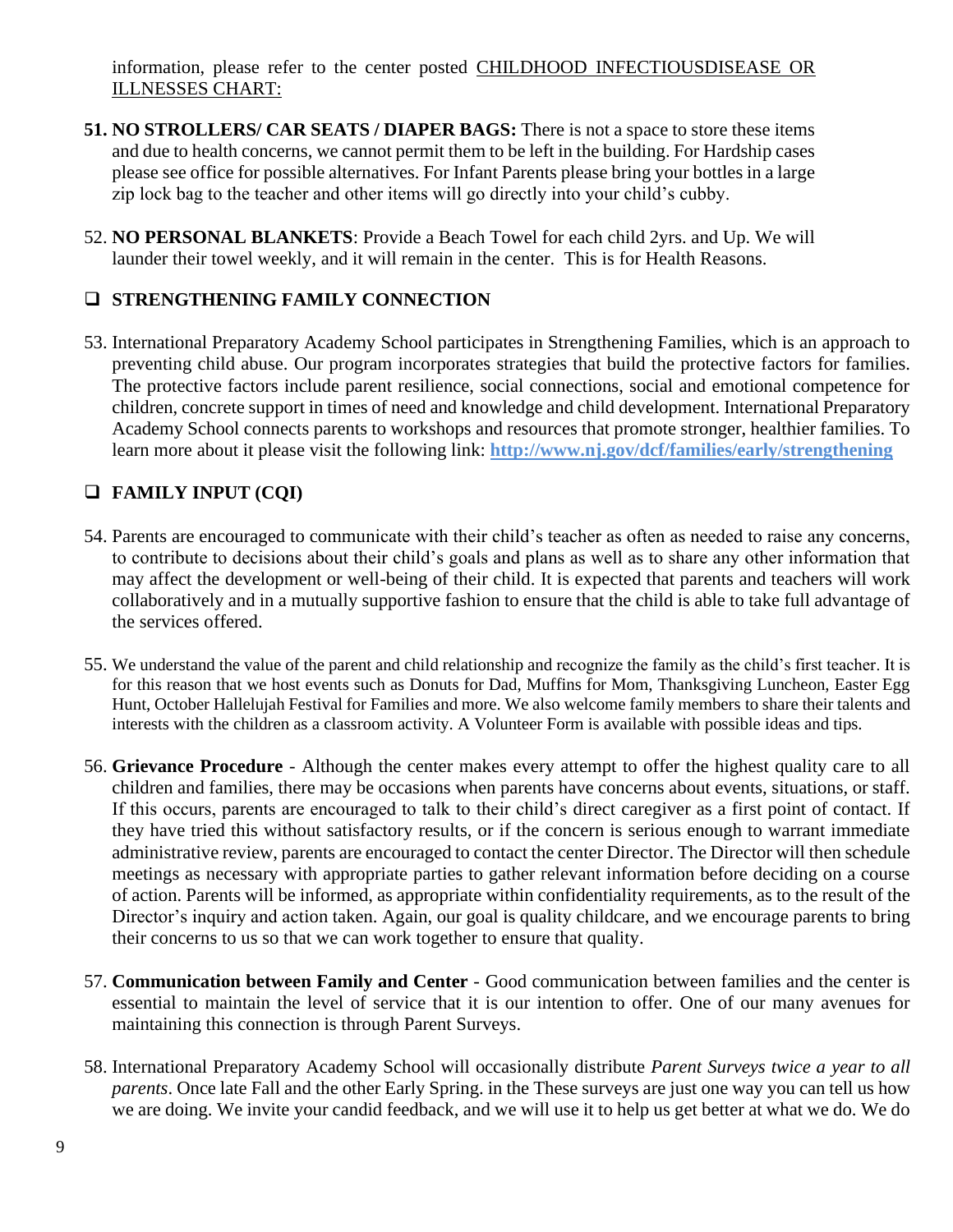information, please refer to the center posted CHILDHOOD INFECTIOUSDISEASE OR ILLNESSES CHART:

51. **NO STROLLERS/ CAR SEATS / DIAPER BAGS:** There is not a space to store these items and due to health concerns, we cannot permit them to be left in the building. For Hardship cases please see office for possible alternatives. For Infant Parents please bring your bottles in a large zip lock bag to the teacher and other items will go directly into your child's cubby.

52. **NO PERSONAL BLANKETS**: Provide a Beach Towel for each child 2yrs. and Up. We will launder their towel weekly, and it will remain in the center. This is for Health Reasons.

## ❑ STRENGTHENING FAMILY CONNECTION

53. International Preparatory Academy School participates in Strengthening Families, which is an approach to preventing child abuse. Our program incorporates strategies that build the protective factors for families. The protective factors include parent resilience, social connections, social and emotional competence for children, concrete support in times of need and knowledge and child development. International Preparatory Academy School connects parents to workshops and resources that promote stronger, healthier families. To learn more about it please visit the following link: **http://www.nj.gov/dcf/families/early/strengthening**

## ❑ FAMILY INPUT (CQI)

54. Parents are encouraged to communicate with their child's teacher as often as needed to raise any concerns, to contribute to decisions about their child's goals and plans as well as to share any other information that may affect the development or well-being of their child. It is expected that parents and teachers will work collaboratively and in a mutually supportive fashion to ensure that the child is able to take full advantage of the services offered.

55. We understand the value of the parent and child relationship and recognize the family as the child's first teacher. It is for this reason that we host events such as Donuts for Dad, Muffins for Mom, Thanksgiving Luncheon, Easter Egg Hunt, October Hallelujah Festival for Families and more. We also welcome family members to share their talents and interests with the children as a classroom activity. A Volunteer Form is available with possible ideas and tips.

56. **Grievance Procedure** - Although the center makes every attempt to offer the highest quality care to all children and families, there may be occasions when parents have concerns about events, situations, or staff. If this occurs, parents are encouraged to talk to their child's direct caregiver as a first point of contact. If they have tried this without satisfactory results, or if the concern is serious enough to warrant immediate administrative review, parents are encouraged to contact the center Director. The Director will then schedule meetings as necessary with appropriate parties to gather relevant information before deciding on a course of action. Parents will be informed, as appropriate within confidentiality requirements, as to the result of the Director's inquiry and action taken. Again, our goal is quality childcare, and we encourage parents to bring their concerns to us so that we can work together to ensure that quality.

57. **Communication between Family and Center** - Good communication between families and the center is essential to maintain the level of service that it is our intention to offer. One of our many avenues for maintaining this connection is through Parent Surveys.

58. International Preparatory Academy School will occasionally distribute *Parent Surveys twice a year to all parents*. Once late Fall and the other Early Spring. in the These surveys are just one way you can tell us how we are doing. We invite your candid feedback, and we will use it to help us get better at what we do. We do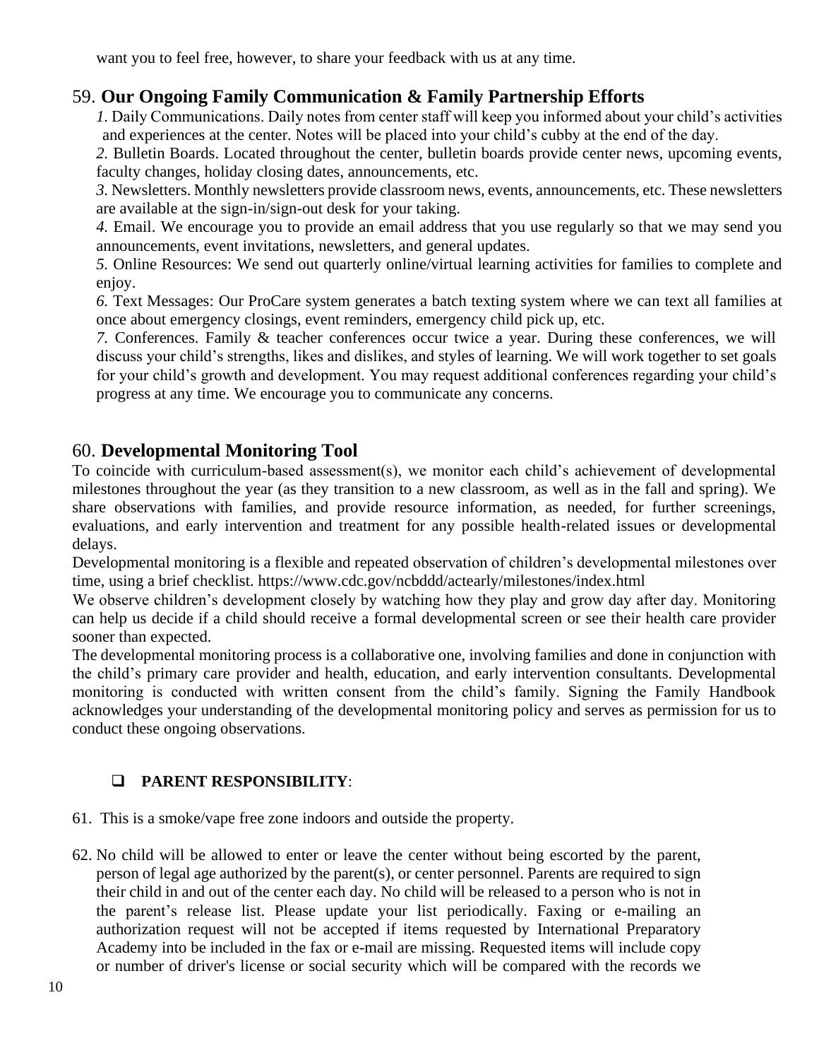want you to feel free, however, to share your feedback with us at any time.

## 59. **Our Ongoing Family Communication & Family Partnership Efforts**

*1.* Daily Communications. Daily notes from center staff will keep you informed about your child's activities and experiences at the center. Notes will be placed into your child's cubby at the end of the day.

*2.* Bulletin Boards. Located throughout the center, bulletin boards provide center news, upcoming events, faculty changes, holiday closing dates, announcements, etc.

*3.* Newsletters. Monthly newsletters provide classroom news, events, announcements, etc. These newsletters are available at the sign-in/sign-out desk for your taking.

*4.* Email. We encourage you to provide an email address that you use regularly so that we may send you announcements, event invitations, newsletters, and general updates.

*5.* Online Resources: We send out quarterly online/virtual learning activities for families to complete and enjoy.

*6.* Text Messages: Our ProCare system generates a batch texting system where we can text all families at once about emergency closings, event reminders, emergency child pick up, etc.

*7.* Conferences. Family & teacher conferences occur twice a year. During these conferences, we will discuss your child's strengths, likes and dislikes, and styles of learning. We will work together to set goals for your child's growth and development. You may request additional conferences regarding your child's progress at any time. We encourage you to communicate any concerns.

## 60. **Developmental Monitoring Tool**

To coincide with curriculum-based assessment(s), we monitor each child's achievement of developmental milestones throughout the year (as they transition to a new classroom, as well as in the fall and spring). We share observations with families, and provide resource information, as needed, for further screenings, evaluations, and early intervention and treatment for any possible health-related issues or developmental delays.

Developmental monitoring is a flexible and repeated observation of children's developmental milestones over time, using a brief checklist. https://www.cdc.gov/ncbddd/actearly/milestones/index.html

We observe children's development closely by watching how they play and grow day after day. Monitoring can help us decide if a child should receive a formal developmental screen or see their health care provider sooner than expected.

The developmental monitoring process is a collaborative one, involving families and done in conjunction with the child's primary care provider and health, education, and early intervention consultants. Developmental monitoring is conducted with written consent from the child's family. Signing the Family Handbook acknowledges your understanding of the developmental monitoring policy and serves as permission for us to conduct these ongoing observations.

- **PARENT RESPONSIBILITY**:

61. This is a smoke/vape free zone indoors and outside the property.

62. No child will be allowed to enter or leave the center without being escorted by the parent, person of legal age authorized by the parent(s), or center personnel. Parents are required to sign their child in and out of the center each day. No child will be released to a person who is not in the parent's release list. Please update your list periodically. Faxing or e-mailing an authorization request will not be accepted if items requested by International Preparatory Academy into be included in the fax or e-mail are missing. Requested items will include copy or number of driver's license or social security which will be compared with the records we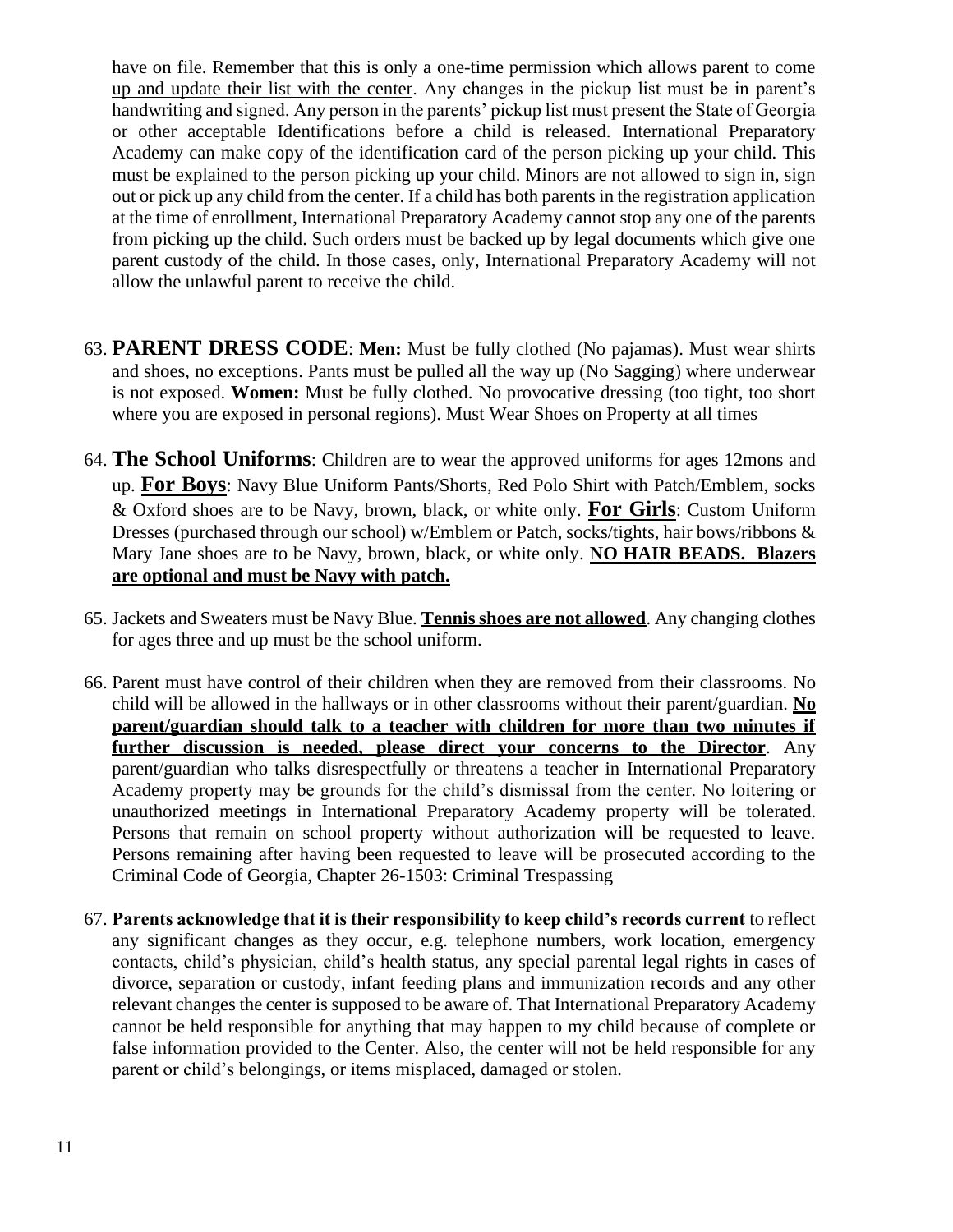have on file. <u>Remember that this is only a one-time permission which allows parent to come up and update their list with the center</u>. Any changes in the pickup list must be in parent's handwriting and signed. Any person in the parents' pickup list must present the State of Georgia or other acceptable Identifications before a child is released. International Preparatory Academy can make copy of the identification card of the person picking up your child. This must be explained to the person picking up your child. Minors are not allowed to sign in, sign out or pick up any child from the center. If a child has both parents in the registration application at the time of enrollment, International Preparatory Academy cannot stop any one of the parents from picking up the child. Such orders must be backed up by legal documents which give one parent custody of the child. In those cases, only, International Preparatory Academy will not allow the unlawful parent to receive the child.

63. **PARENT DRESS CODE**: **Men:** Must be fully clothed (No pajamas). Must wear shirts and shoes, no exceptions. Pants must be pulled all the way up (No Sagging) where underwear is not exposed. **Women:** Must be fully clothed. No provocative dressing (too tight, too short where you are exposed in personal regions). Must Wear Shoes on Property at all times

64. **The School Uniforms**: Children are to wear the approved uniforms for ages 12mons and up. **<u>For Boys</u>**: Navy Blue Uniform Pants/Shorts, Red Polo Shirt with Patch/Emblem, socks & Oxford shoes are to be Navy, brown, black, or white only. **<u>For Girls</u>**: Custom Uniform Dresses (purchased through our school) w/Emblem or Patch, socks/tights, hair bows/ribbons & Mary Jane shoes are to be Navy, brown, black, or white only. **<u>NO HAIR BEADS. Blazers are optional and must be Navy with patch.</u>**

65. Jackets and Sweaters must be Navy Blue. **<u>Tennis shoes are not allowed</u>**. Any changing clothes for ages three and up must be the school uniform.

66. Parent must have control of their children when they are removed from their classrooms. No child will be allowed in the hallways or in other classrooms without their parent/guardian. **<u>No parent/guardian should talk to a teacher with children for more than two minutes if further discussion is needed, please direct your concerns to the Director</u>**. Any parent/guardian who talks disrespectfully or threatens a teacher in International Preparatory Academy property may be grounds for the child's dismissal from the center. No loitering or unauthorized meetings in International Preparatory Academy property will be tolerated. Persons that remain on school property without authorization will be requested to leave. Persons remaining after having been requested to leave will be prosecuted according to the Criminal Code of Georgia, Chapter 26-1503: Criminal Trespassing

67. **Parents acknowledge that it is their responsibility to keep child's records current** to reflect any significant changes as they occur, e.g. telephone numbers, work location, emergency contacts, child's physician, child's health status, any special parental legal rights in cases of divorce, separation or custody, infant feeding plans and immunization records and any other relevant changes the center is supposed to be aware of. That International Preparatory Academy cannot be held responsible for anything that may happen to my child because of complete or false information provided to the Center. Also, the center will not be held responsible for any parent or child's belongings, or items misplaced, damaged or stolen.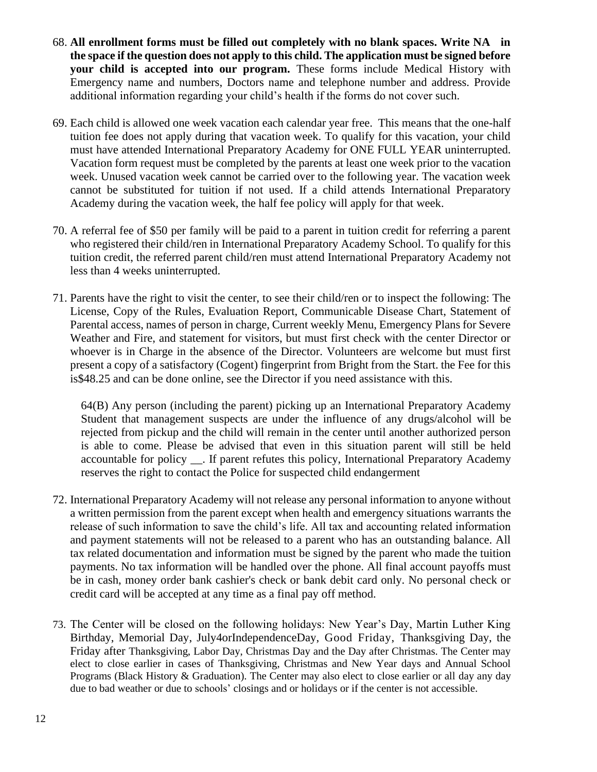68. **All enrollment forms must be filled out completely with no blank spaces. Write NA in the space if the question does not apply to this child. The application must be signed before your child is accepted into our program.** These forms include Medical History with Emergency name and numbers, Doctors name and telephone number and address. Provide additional information regarding your child's health if the forms do not cover such.

69. Each child is allowed one week vacation each calendar year free. This means that the one-half tuition fee does not apply during that vacation week. To qualify for this vacation, your child must have attended International Preparatory Academy for ONE FULL YEAR uninterrupted. Vacation form request must be completed by the parents at least one week prior to the vacation week. Unused vacation week cannot be carried over to the following year. The vacation week cannot be substituted for tuition if not used. If a child attends International Preparatory Academy during the vacation week, the half fee policy will apply for that week.

70. A referral fee of $50 per family will be paid to a parent in tuition credit for referring a parent who registered their child/ren in International Preparatory Academy School. To qualify for this tuition credit, the referred parent child/ren must attend International Preparatory Academy not less than 4 weeks uninterrupted.

71. Parents have the right to visit the center, to see their child/ren or to inspect the following: The License, Copy of the Rules, Evaluation Report, Communicable Disease Chart, Statement of Parental access, names of person in charge, Current weekly Menu, Emergency Plans for Severe Weather and Fire, and statement for visitors, but must first check with the center Director or whoever is in Charge in the absence of the Director. Volunteers are welcome but must first present a copy of a satisfactory (Cogent) fingerprint from Bright from the Start. the Fee for this is$48.25 and can be done online, see the Director if you need assistance with this.

    64(B) Any person (including the parent) picking up an International Preparatory Academy Student that management suspects are under the influence of any drugs/alcohol will be rejected from pickup and the child will remain in the center until another authorized person is able to come. Please be advised that even in this situation parent will still be held accountable for policy __. If parent refutes this policy, International Preparatory Academy reserves the right to contact the Police for suspected child endangerment

72. International Preparatory Academy will not release any personal information to anyone without a written permission from the parent except when health and emergency situations warrants the release of such information to save the child's life. All tax and accounting related information and payment statements will not be released to a parent who has an outstanding balance. All tax related documentation and information must be signed by the parent who made the tuition payments. No tax information will be handled over the phone. All final account payoffs must be in cash, money order bank cashier's check or bank debit card only. No personal check or credit card will be accepted at any time as a final pay off method.

73. The Center will be closed on the following holidays: New Year's Day, Martin Luther King Birthday, Memorial Day, July4orIndependenceDay, Good Friday, Thanksgiving Day, the Friday after Thanksgiving, Labor Day, Christmas Day and the Day after Christmas. The Center may elect to close earlier in cases of Thanksgiving, Christmas and New Year days and Annual School Programs (Black History & Graduation). The Center may also elect to close earlier or all day any day due to bad weather or due to schools' closings and or holidays or if the center is not accessible.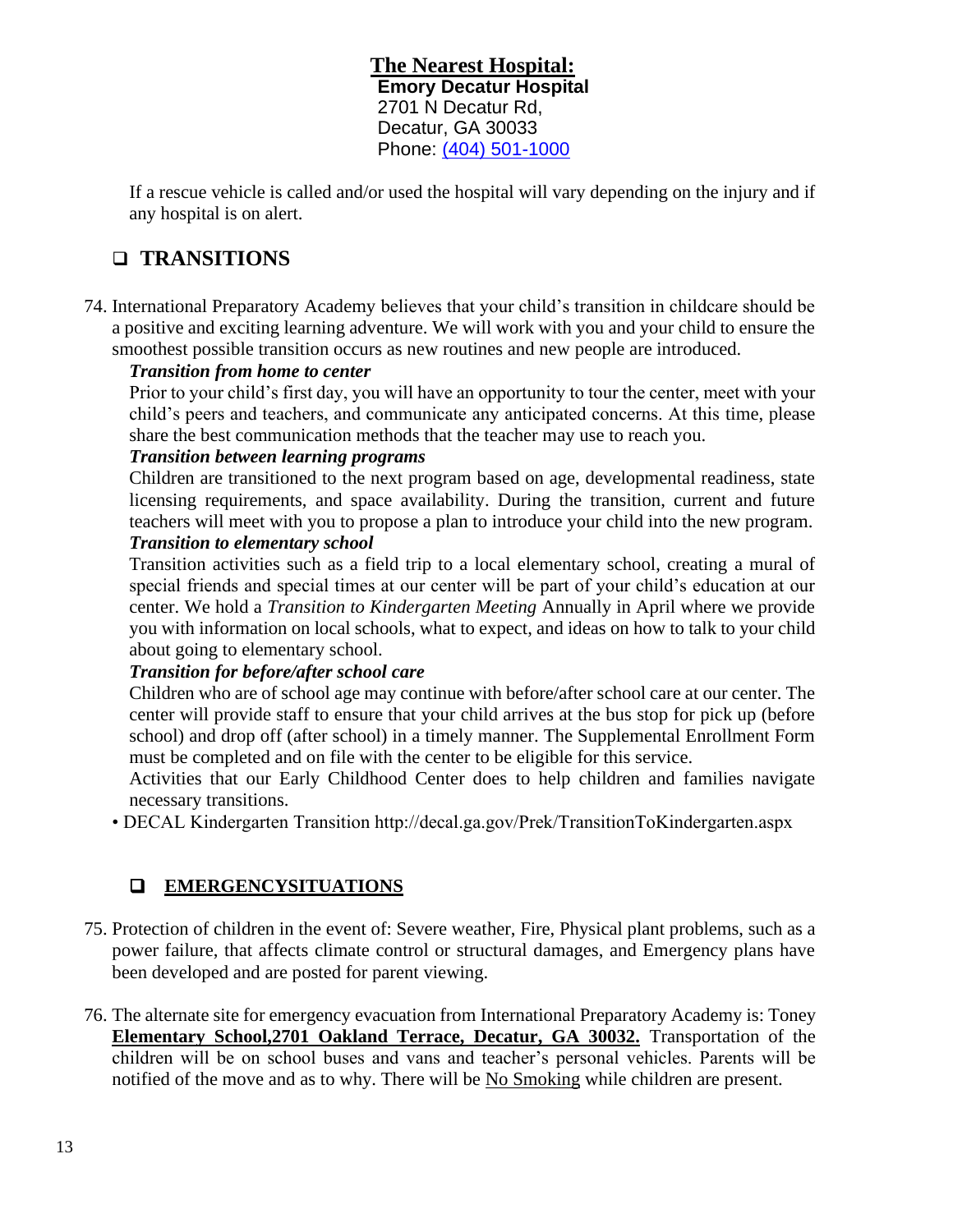**The Nearest Hospital:**
**Emory Decatur Hospital**
2701 N Decatur Rd,
Decatur, GA 30033
Phone: (404) 501-1000

If a rescue vehicle is called and/or used the hospital will vary depending on the injury and if any hospital is on alert.

## ❑ TRANSITIONS

74. International Preparatory Academy believes that your child's transition in childcare should be a positive and exciting learning adventure. We will work with you and your child to ensure the smoothest possible transition occurs as new routines and new people are introduced.

    ***Transition from home to center***

    Prior to your child's first day, you will have an opportunity to tour the center, meet with your child's peers and teachers, and communicate any anticipated concerns. At this time, please share the best communication methods that the teacher may use to reach you.

    ***Transition between learning programs***

    Children are transitioned to the next program based on age, developmental readiness, state licensing requirements, and space availability. During the transition, current and future teachers will meet with you to propose a plan to introduce your child into the new program.

    ***Transition to elementary school***

    Transition activities such as a field trip to a local elementary school, creating a mural of special friends and special times at our center will be part of your child's education at our center. We hold a *Transition to Kindergarten Meeting* Annually in April where we provide you with information on local schools, what to expect, and ideas on how to talk to your child about going to elementary school.

    ***Transition for before/after school care***

    Children who are of school age may continue with before/after school care at our center. The center will provide staff to ensure that your child arrives at the bus stop for pick up (before school) and drop off (after school) in a timely manner. The Supplemental Enrollment Form must be completed and on file with the center to be eligible for this service.

    Activities that our Early Childhood Center does to help children and families navigate necessary transitions.

- DECAL Kindergarten Transition http://decal.ga.gov/Prek/TransitionToKindergarten.aspx

## ❑ EMERGENCYSITUATIONS

75. Protection of children in the event of: Severe weather, Fire, Physical plant problems, such as a power failure, that affects climate control or structural damages, and Emergency plans have been developed and are posted for parent viewing.

76. The alternate site for emergency evacuation from International Preparatory Academy is: Toney **Elementary School,2701 Oakland Terrace, Decatur, GA 30032.** Transportation of the children will be on school buses and vans and teacher's personal vehicles. Parents will be notified of the move and as to why. There will be No Smoking while children are present.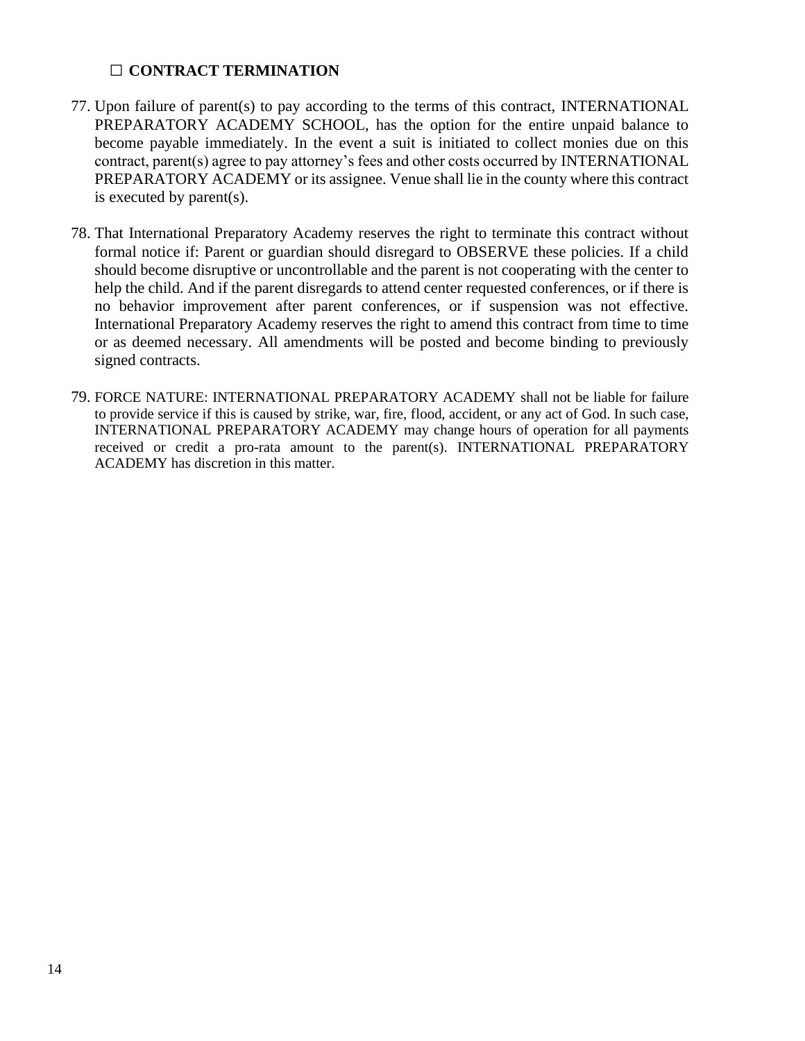## ☐ CONTRACT TERMINATION

77. Upon failure of parent(s) to pay according to the terms of this contract, INTERNATIONAL PREPARATORY ACADEMY SCHOOL, has the option for the entire unpaid balance to become payable immediately. In the event a suit is initiated to collect monies due on this contract, parent(s) agree to pay attorney's fees and other costs occurred by INTERNATIONAL PREPARATORY ACADEMY or its assignee. Venue shall lie in the county where this contract is executed by parent(s).

78. That International Preparatory Academy reserves the right to terminate this contract without formal notice if: Parent or guardian should disregard to OBSERVE these policies. If a child should become disruptive or uncontrollable and the parent is not cooperating with the center to help the child. And if the parent disregards to attend center requested conferences, or if there is no behavior improvement after parent conferences, or if suspension was not effective. International Preparatory Academy reserves the right to amend this contract from time to time or as deemed necessary. All amendments will be posted and become binding to previously signed contracts.

79. FORCE NATURE: INTERNATIONAL PREPARATORY ACADEMY shall not be liable for failure to provide service if this is caused by strike, war, fire, flood, accident, or any act of God. In such case, INTERNATIONAL PREPARATORY ACADEMY may change hours of operation for all payments received or credit a pro-rata amount to the parent(s). INTERNATIONAL PREPARATORY ACADEMY has discretion in this matter.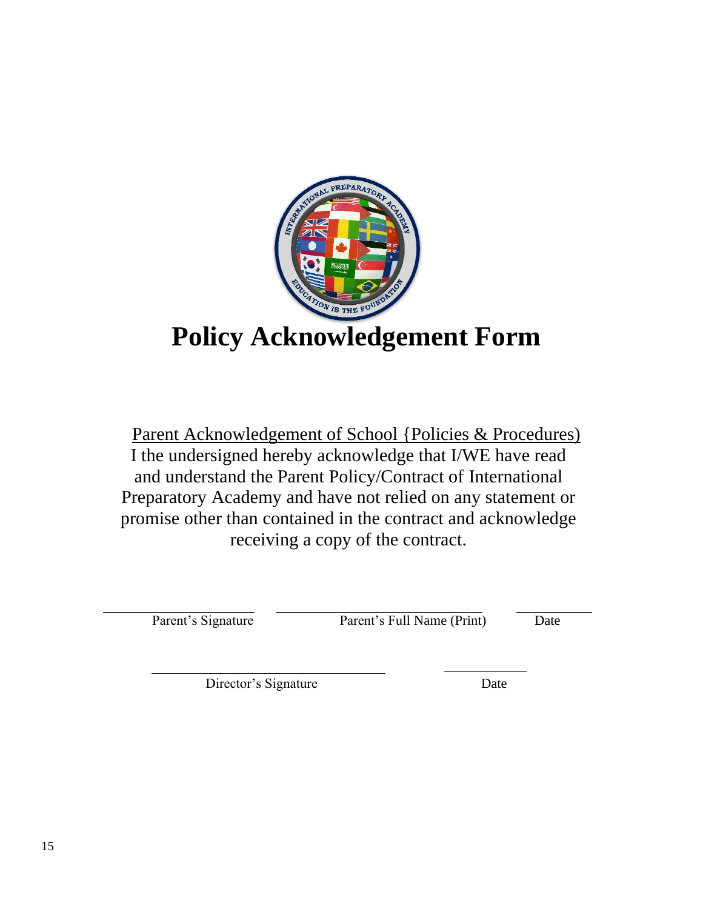# Policy Acknowledgement Form

Parent Acknowledgement of School {Policies & Procedures)

I the undersigned hereby acknowledge that I/WE have read and understand the Parent Policy/Contract of International Preparatory Academy and have not relied on any statement or promise other than contained in the contract and acknowledge receiving a copy of the contract.

\_\_\_\_\_\_\_\_\_\_\_\_\_\_\_\_\_\_\_\_ \_\_\_\_\_\_\_\_\_\_\_\_\_\_\_\_\_\_\_\_\_\_\_\_\_\_\_\_ \_\_\_\_\_\_\_\_\_\_

Parent's Signature Parent's Full Name (Print) Date

\_\_\_\_\_\_\_\_\_\_\_\_\_\_\_\_\_\_\_\_\_\_\_\_\_\_\_\_\_\_\_\_ \_\_\_\_\_\_\_\_\_\_\_\_

Director's Signature Date